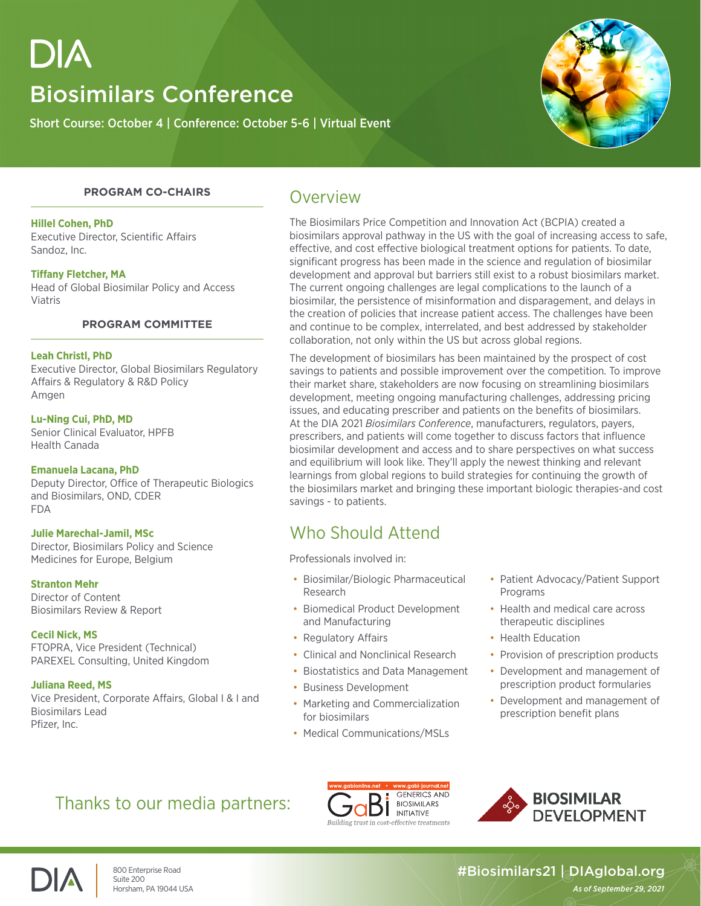# DIA

## Biosimilars Conference

Short Course: October 4 | Conference: October 5-6 | Virtual Event

### PROGRAM CO-CHAIRS

**Hillel Cohen, PhD**
Executive Director, Scientific Affairs
Sandoz, Inc.

**Tiffany Fletcher, MA**
Head of Global Biosimilar Policy and Access
Viatris

### PROGRAM COMMITTEE

**Leah Christl, PhD**
Executive Director, Global Biosimilars Regulatory Affairs & Regulatory & R&D Policy
Amgen

**Lu-Ning Cui, PhD, MD**
Senior Clinical Evaluator, HPFB
Health Canada

**Emanuela Lacana, PhD**
Deputy Director, Office of Therapeutic Biologics and Biosimilars, OND, CDER
FDA

**Julie Marechal-Jamil, MSc**
Director, Biosimilars Policy and Science
Medicines for Europe, Belgium

**Stranton Mehr**
Director of Content
Biosimilars Review & Report

**Cecil Nick, MS**
FTOPRA, Vice President (Technical)
PAREXEL Consulting, United Kingdom

**Juliana Reed, MS**
Vice President, Corporate Affairs, Global I & I and Biosimilars Lead
Pfizer, Inc.

## Overview

The Biosimilars Price Competition and Innovation Act (BCPIA) created a biosimilars approval pathway in the US with the goal of increasing access to safe, effective, and cost effective biological treatment options for patients. To date, significant progress has been made in the science and regulation of biosimilar development and approval but barriers still exist to a robust biosimilars market. The current ongoing challenges are legal complications to the launch of a biosimilar, the persistence of misinformation and disparagement, and delays in the creation of policies that increase patient access. The challenges have been and continue to be complex, interrelated, and best addressed by stakeholder collaboration, not only within the US but across global regions.

The development of biosimilars has been maintained by the prospect of cost savings to patients and possible improvement over the competition. To improve their market share, stakeholders are now focusing on streamlining biosimilars development, meeting ongoing manufacturing challenges, addressing pricing issues, and educating prescriber and patients on the benefits of biosimilars. At the DIA 2021 *Biosimilars Conference*, manufacturers, regulators, payers, prescribers, and patients will come together to discuss factors that influence biosimilar development and access and to share perspectives on what success and equilibrium will look like. They'll apply the newest thinking and relevant learnings from global regions to build strategies for continuing the growth of the biosimilars market and bringing these important biologic therapies-and cost savings - to patients.

## Who Should Attend

Professionals involved in:

- Biosimilar/Biologic Pharmaceutical Research
- Biomedical Product Development and Manufacturing
- Regulatory Affairs
- Clinical and Nonclinical Research
- Biostatistics and Data Management
- Business Development
- Marketing and Commercialization for biosimilars
- Medical Communications/MSLs
- Patient Advocacy/Patient Support Programs
- Health and medical care across therapeutic disciplines
- Health Education
- Provision of prescription products
- Development and management of prescription product formularies
- Development and management of prescription benefit plans

Thanks to our media partners:

www.gabionline.net • www.gabi-journal.net
GaBi GENERICS AND BIOSIMILARS INITIATIVE
Building trust in cost-effective treatments

BIOSIMILAR DEVELOPMENT

DIA
800 Enterprise Road
Suite 200
Horsham, PA 19044 USA

#Biosimilars21 | DIAglobal.org

*As of September 29, 2021*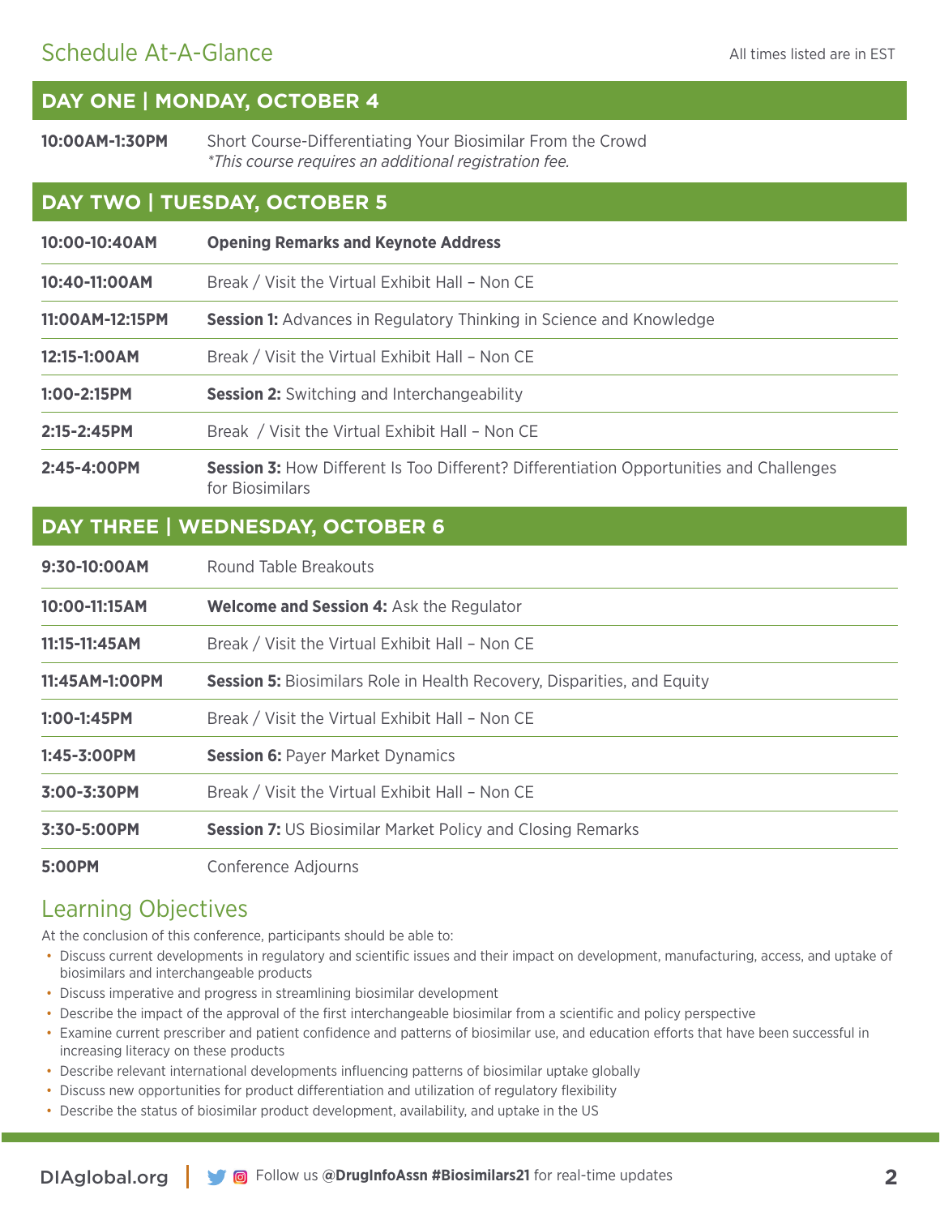## Schedule At-A-Glance

All times listed are in EST

### DAY ONE | MONDAY, OCTOBER 4

| | |
|---|---|
| **10:00AM-1:30PM** | Short Course-Differentiating Your Biosimilar From the Crowd<br>*\*This course requires an additional registration fee.* |

### DAY TWO | TUESDAY, OCTOBER 5

| | |
|---|---|
| **10:00-10:40AM** | **Opening Remarks and Keynote Address** |
| **10:40-11:00AM** | Break / Visit the Virtual Exhibit Hall – Non CE |
| **11:00AM-12:15PM** | **Session 1:** Advances in Regulatory Thinking in Science and Knowledge |
| **12:15-1:00AM** | Break / Visit the Virtual Exhibit Hall – Non CE |
| **1:00-2:15PM** | **Session 2:** Switching and Interchangeability |
| **2:15-2:45PM** | Break / Visit the Virtual Exhibit Hall – Non CE |
| **2:45-4:00PM** | **Session 3:** How Different Is Too Different? Differentiation Opportunities and Challenges for Biosimilars |

### DAY THREE | WEDNESDAY, OCTOBER 6

| | |
|---|---|
| **9:30-10:00AM** | Round Table Breakouts |
| **10:00-11:15AM** | **Welcome and Session 4:** Ask the Regulator |
| **11:15-11:45AM** | Break / Visit the Virtual Exhibit Hall – Non CE |
| **11:45AM-1:00PM** | **Session 5:** Biosimilars Role in Health Recovery, Disparities, and Equity |
| **1:00-1:45PM** | Break / Visit the Virtual Exhibit Hall – Non CE |
| **1:45-3:00PM** | **Session 6:** Payer Market Dynamics |
| **3:00-3:30PM** | Break / Visit the Virtual Exhibit Hall – Non CE |
| **3:30-5:00PM** | **Session 7:** US Biosimilar Market Policy and Closing Remarks |
| **5:00PM** | Conference Adjourns |

## Learning Objectives

At the conclusion of this conference, participants should be able to:

- Discuss current developments in regulatory and scientific issues and their impact on development, manufacturing, access, and uptake of biosimilars and interchangeable products
- Discuss imperative and progress in streamlining biosimilar development
- Describe the impact of the approval of the first interchangeable biosimilar from a scientific and policy perspective
- Examine current prescriber and patient confidence and patterns of biosimilar use, and education efforts that have been successful in increasing literacy on these products
- Describe relevant international developments influencing patterns of biosimilar uptake globally
- Discuss new opportunities for product differentiation and utilization of regulatory flexibility
- Describe the status of biosimilar product development, availability, and uptake in the US

DIAglobal.org | Follow us **@DrugInfoAssn #Biosimilars21** for real-time updates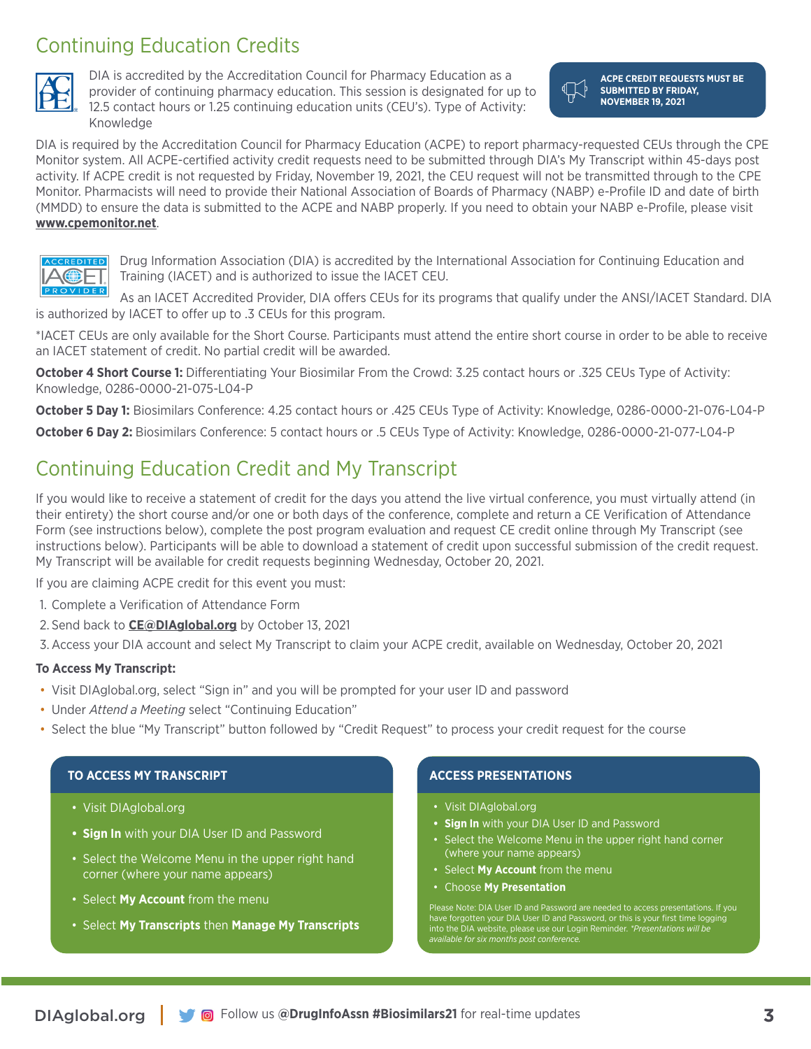## Continuing Education Credits

DIA is accredited by the Accreditation Council for Pharmacy Education as a provider of continuing pharmacy education. This session is designated for up to 12.5 contact hours or 1.25 continuing education units (CEU's). Type of Activity: Knowledge

**ACPE CREDIT REQUESTS MUST BE SUBMITTED BY FRIDAY, NOVEMBER 19, 2021**

DIA is required by the Accreditation Council for Pharmacy Education (ACPE) to report pharmacy-requested CEUs through the CPE Monitor system. All ACPE-certified activity credit requests need to be submitted through DIA's My Transcript within 45-days post activity. If ACPE credit is not requested by Friday, November 19, 2021, the CEU request will not be transmitted through to the CPE Monitor. Pharmacists will need to provide their National Association of Boards of Pharmacy (NABP) e-Profile ID and date of birth (MMDD) to ensure the data is submitted to the ACPE and NABP properly. If you need to obtain your NABP e-Profile, please visit **www.cpemonitor.net**.

Drug Information Association (DIA) is accredited by the International Association for Continuing Education and Training (IACET) and is authorized to issue the IACET CEU.

As an IACET Accredited Provider, DIA offers CEUs for its programs that qualify under the ANSI/IACET Standard. DIA is authorized by IACET to offer up to .3 CEUs for this program.

*IACET CEUs are only available for the Short Course. Participants must attend the entire short course in order to be able to receive an IACET statement of credit. No partial credit will be awarded.

**October 4 Short Course 1:** Differentiating Your Biosimilar From the Crowd: 3.25 contact hours or .325 CEUs Type of Activity: Knowledge, 0286-0000-21-075-L04-P

**October 5 Day 1:** Biosimilars Conference: 4.25 contact hours or .425 CEUs Type of Activity: Knowledge, 0286-0000-21-076-L04-P

**October 6 Day 2:** Biosimilars Conference: 5 contact hours or .5 CEUs Type of Activity: Knowledge, 0286-0000-21-077-L04-P

## Continuing Education Credit and My Transcript

If you would like to receive a statement of credit for the days you attend the live virtual conference, you must virtually attend (in their entirety) the short course and/or one or both days of the conference, complete and return a CE Verification of Attendance Form (see instructions below), complete the post program evaluation and request CE credit online through My Transcript (see instructions below). Participants will be able to download a statement of credit upon successful submission of the credit request. My Transcript will be available for credit requests beginning Wednesday, October 20, 2021.

If you are claiming ACPE credit for this event you must:

1. Complete a Verification of Attendance Form
2. Send back to **CE@DIAglobal.org** by October 13, 2021
3. Access your DIA account and select My Transcript to claim your ACPE credit, available on Wednesday, October 20, 2021

**To Access My Transcript:**

- Visit DIAglobal.org, select "Sign in" and you will be prompted for your user ID and password
- Under *Attend a Meeting* select "Continuing Education"
- Select the blue "My Transcript" button followed by "Credit Request" to process your credit request for the course

### TO ACCESS MY TRANSCRIPT

- Visit DIAglobal.org
- **Sign In** with your DIA User ID and Password
- Select the Welcome Menu in the upper right hand corner (where your name appears)
- Select **My Account** from the menu
- Select **My Transcripts** then **Manage My Transcripts**

### ACCESS PRESENTATIONS

- Visit DIAglobal.org
- **Sign In** with your DIA User ID and Password
- Select the Welcome Menu in the upper right hand corner (where your name appears)
- Select **My Account** from the menu
- Choose **My Presentation**

Please Note: DIA User ID and Password are needed to access presentations. If you have forgotten your DIA User ID and Password, or this is your first time logging into the DIA website, please use our Login Reminder. *Presentations will be available for six months post conference.*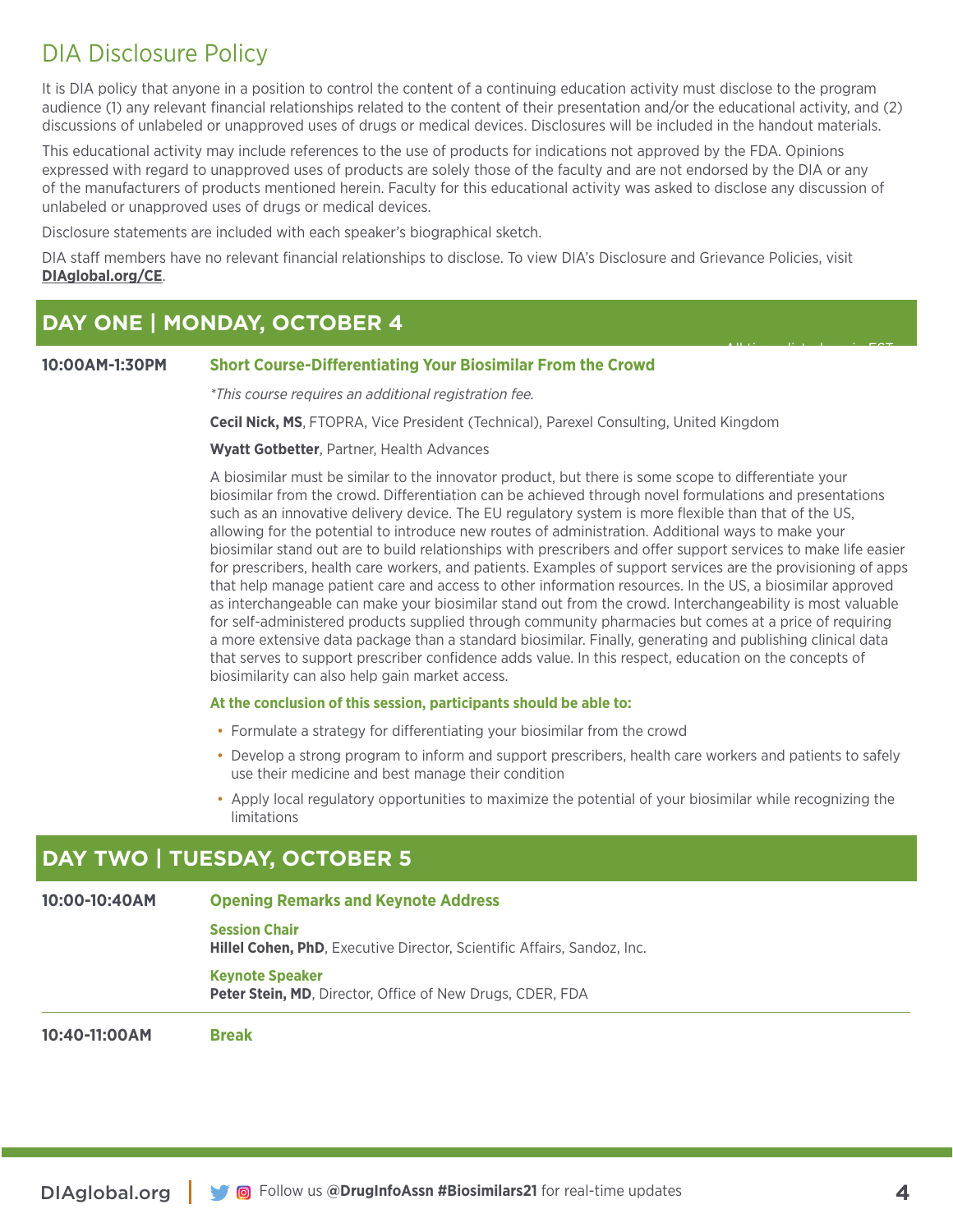# DIA Disclosure Policy

It is DIA policy that anyone in a position to control the content of a continuing education activity must disclose to the program audience (1) any relevant financial relationships related to the content of their presentation and/or the educational activity, and (2) discussions of unlabeled or unapproved uses of drugs or medical devices. Disclosures will be included in the handout materials.

This educational activity may include references to the use of products for indications not approved by the FDA. Opinions expressed with regard to unapproved uses of products are solely those of the faculty and are not endorsed by the DIA or any of the manufacturers of products mentioned herein. Faculty for this educational activity was asked to disclose any discussion of unlabeled or unapproved uses of drugs or medical devices.

Disclosure statements are included with each speaker's biographical sketch.

DIA staff members have no relevant financial relationships to disclose. To view DIA's Disclosure and Grievance Policies, visit **DIAglobal.org/CE**.

## DAY ONE | MONDAY, OCTOBER 4

All times listed are in EST

**10:00AM-1:30PM** **Short Course-Differentiating Your Biosimilar From the Crowd**

*\*This course requires an additional registration fee.*

**Cecil Nick, MS**, FTOPRA, Vice President (Technical), Parexel Consulting, United Kingdom

**Wyatt Gotbetter**, Partner, Health Advances

A biosimilar must be similar to the innovator product, but there is some scope to differentiate your biosimilar from the crowd. Differentiation can be achieved through novel formulations and presentations such as an innovative delivery device. The EU regulatory system is more flexible than that of the US, allowing for the potential to introduce new routes of administration. Additional ways to make your biosimilar stand out are to build relationships with prescribers and offer support services to make life easier for prescribers, health care workers, and patients. Examples of support services are the provisioning of apps that help manage patient care and access to other information resources. In the US, a biosimilar approved as interchangeable can make your biosimilar stand out from the crowd. Interchangeability is most valuable for self-administered products supplied through community pharmacies but comes at a price of requiring a more extensive data package than a standard biosimilar. Finally, generating and publishing clinical data that serves to support prescriber confidence adds value. In this respect, education on the concepts of biosimilarity can also help gain market access.

**At the conclusion of this session, participants should be able to:**

- Formulate a strategy for differentiating your biosimilar from the crowd
- Develop a strong program to inform and support prescribers, health care workers and patients to safely use their medicine and best manage their condition
- Apply local regulatory opportunities to maximize the potential of your biosimilar while recognizing the limitations

## DAY TWO | TUESDAY, OCTOBER 5

**10:00-10:40AM** **Opening Remarks and Keynote Address**

**Session Chair**
**Hillel Cohen, PhD**, Executive Director, Scientific Affairs, Sandoz, Inc.

**Keynote Speaker**
**Peter Stein, MD**, Director, Office of New Drugs, CDER, FDA

**10:40-11:00AM** **Break**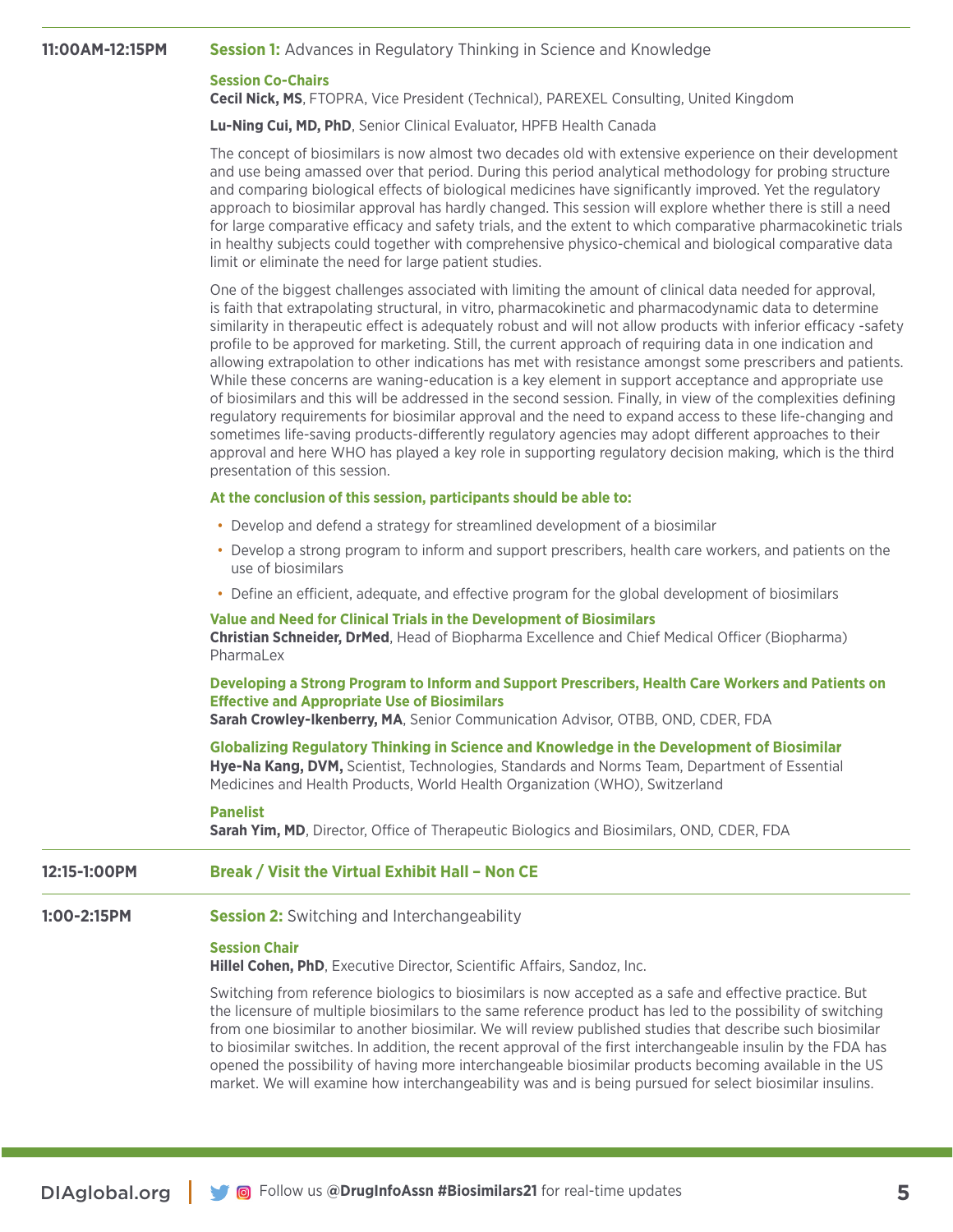**11:00AM-12:15PM** **Session 1:** Advances in Regulatory Thinking in Science and Knowledge

**Session Co-Chairs**

**Cecil Nick, MS**, FTOPRA, Vice President (Technical), PAREXEL Consulting, United Kingdom

**Lu-Ning Cui, MD, PhD**, Senior Clinical Evaluator, HPFB Health Canada

The concept of biosimilars is now almost two decades old with extensive experience on their development and use being amassed over that period. During this period analytical methodology for probing structure and comparing biological effects of biological medicines have significantly improved. Yet the regulatory approach to biosimilar approval has hardly changed. This session will explore whether there is still a need for large comparative efficacy and safety trials, and the extent to which comparative pharmacokinetic trials in healthy subjects could together with comprehensive physico-chemical and biological comparative data limit or eliminate the need for large patient studies.

One of the biggest challenges associated with limiting the amount of clinical data needed for approval, is faith that extrapolating structural, in vitro, pharmacokinetic and pharmacodynamic data to determine similarity in therapeutic effect is adequately robust and will not allow products with inferior efficacy -safety profile to be approved for marketing. Still, the current approach of requiring data in one indication and allowing extrapolation to other indications has met with resistance amongst some prescribers and patients. While these concerns are waning-education is a key element in support acceptance and appropriate use of biosimilars and this will be addressed in the second session. Finally, in view of the complexities defining regulatory requirements for biosimilar approval and the need to expand access to these life-changing and sometimes life-saving products-differently regulatory agencies may adopt different approaches to their approval and here WHO has played a key role in supporting regulatory decision making, which is the third presentation of this session.

**At the conclusion of this session, participants should be able to:**

- Develop and defend a strategy for streamlined development of a biosimilar
- Develop a strong program to inform and support prescribers, health care workers, and patients on the use of biosimilars
- Define an efficient, adequate, and effective program for the global development of biosimilars

**Value and Need for Clinical Trials in the Development of Biosimilars**

**Christian Schneider, DrMed**, Head of Biopharma Excellence and Chief Medical Officer (Biopharma) PharmaLex

**Developing a Strong Program to Inform and Support Prescribers, Health Care Workers and Patients on Effective and Appropriate Use of Biosimilars**

**Sarah Crowley-Ikenberry, MA**, Senior Communication Advisor, OTBB, OND, CDER, FDA

**Globalizing Regulatory Thinking in Science and Knowledge in the Development of Biosimilar**

**Hye-Na Kang, DVM,** Scientist, Technologies, Standards and Norms Team, Department of Essential Medicines and Health Products, World Health Organization (WHO), Switzerland

**Panelist**

**Sarah Yim, MD**, Director, Office of Therapeutic Biologics and Biosimilars, OND, CDER, FDA

---

**12:15-1:00PM** **Break / Visit the Virtual Exhibit Hall – Non CE**

---

**1:00-2:15PM** **Session 2:** Switching and Interchangeability

**Session Chair**

**Hillel Cohen, PhD**, Executive Director, Scientific Affairs, Sandoz, Inc.

Switching from reference biologics to biosimilars is now accepted as a safe and effective practice. But the licensure of multiple biosimilars to the same reference product has led to the possibility of switching from one biosimilar to another biosimilar. We will review published studies that describe such biosimilar to biosimilar switches. In addition, the recent approval of the first interchangeable insulin by the FDA has opened the possibility of having more interchangeable biosimilar products becoming available in the US market. We will examine how interchangeability was and is being pursued for select biosimilar insulins.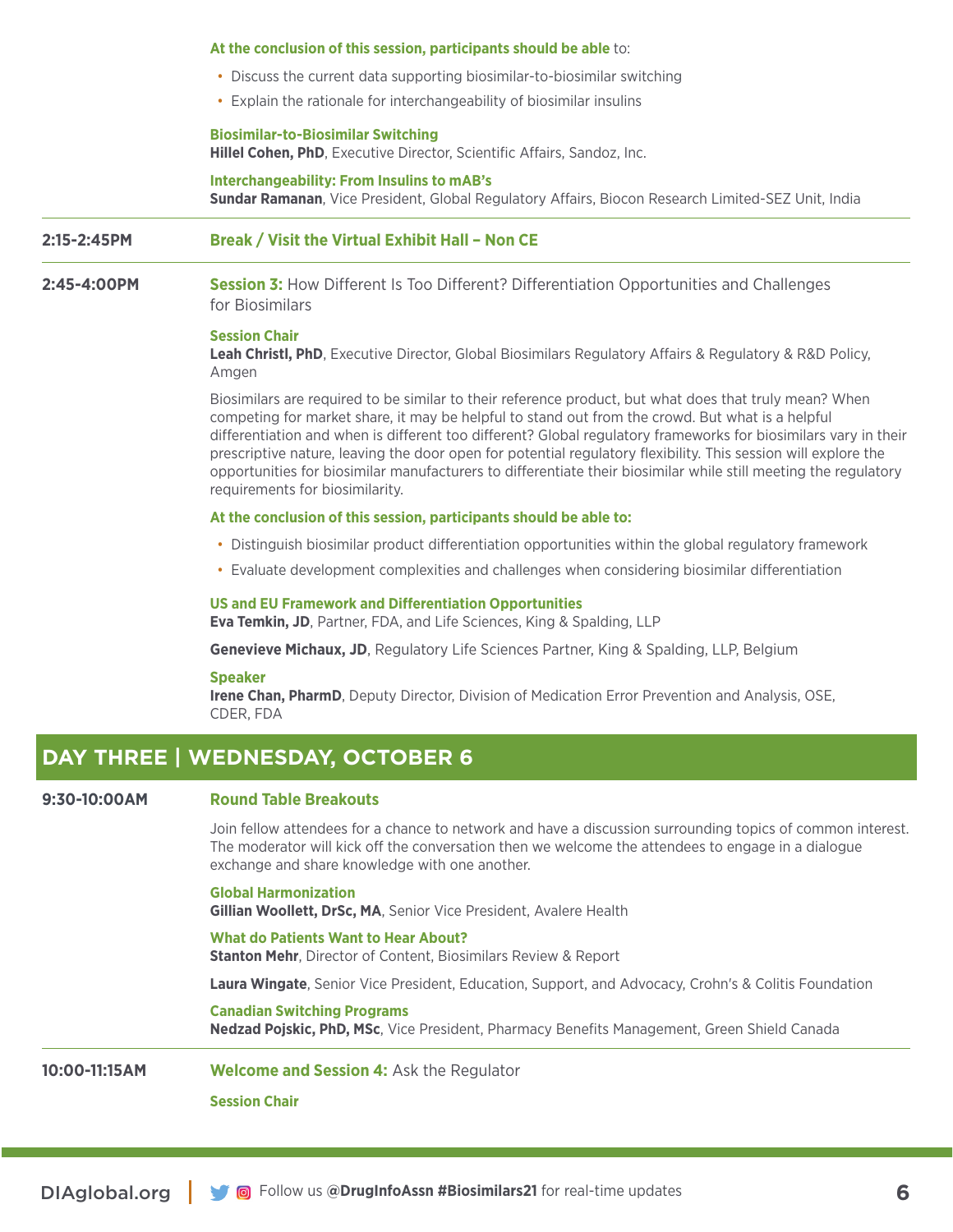**At the conclusion of this session, participants should be able** to:

- Discuss the current data supporting biosimilar-to-biosimilar switching
- Explain the rationale for interchangeability of biosimilar insulins

**Biosimilar-to-Biosimilar Switching**
**Hillel Cohen, PhD**, Executive Director, Scientific Affairs, Sandoz, Inc.

**Interchangeability: From Insulins to mAB's**
**Sundar Ramanan**, Vice President, Global Regulatory Affairs, Biocon Research Limited-SEZ Unit, India

---

**2:15-2:45PM** **Break / Visit the Virtual Exhibit Hall – Non CE**

---

**2:45-4:00PM** **Session 3:** How Different Is Too Different? Differentiation Opportunities and Challenges for Biosimilars

**Session Chair**
**Leah Christl, PhD**, Executive Director, Global Biosimilars Regulatory Affairs & Regulatory & R&D Policy, Amgen

Biosimilars are required to be similar to their reference product, but what does that truly mean? When competing for market share, it may be helpful to stand out from the crowd. But what is a helpful differentiation and when is different too different? Global regulatory frameworks for biosimilars vary in their prescriptive nature, leaving the door open for potential regulatory flexibility. This session will explore the opportunities for biosimilar manufacturers to differentiate their biosimilar while still meeting the regulatory requirements for biosimilarity.

**At the conclusion of this session, participants should be able to:**

- Distinguish biosimilar product differentiation opportunities within the global regulatory framework
- Evaluate development complexities and challenges when considering biosimilar differentiation

**US and EU Framework and Differentiation Opportunities**
**Eva Temkin, JD**, Partner, FDA, and Life Sciences, King & Spalding, LLP

**Genevieve Michaux, JD**, Regulatory Life Sciences Partner, King & Spalding, LLP, Belgium

**Speaker**
**Irene Chan, PharmD**, Deputy Director, Division of Medication Error Prevention and Analysis, OSE, CDER, FDA

## DAY THREE | WEDNESDAY, OCTOBER 6

**9:30-10:00AM** **Round Table Breakouts**

Join fellow attendees for a chance to network and have a discussion surrounding topics of common interest. The moderator will kick off the conversation then we welcome the attendees to engage in a dialogue exchange and share knowledge with one another.

**Global Harmonization**
**Gillian Woollett, DrSc, MA**, Senior Vice President, Avalere Health

**What do Patients Want to Hear About?**
**Stanton Mehr**, Director of Content, Biosimilars Review & Report

**Laura Wingate**, Senior Vice President, Education, Support, and Advocacy, Crohn's & Colitis Foundation

**Canadian Switching Programs**
**Nedzad Pojskic, PhD, MSc**, Vice President, Pharmacy Benefits Management, Green Shield Canada

---

**10:00-11:15AM** **Welcome and Session 4:** Ask the Regulator

**Session Chair**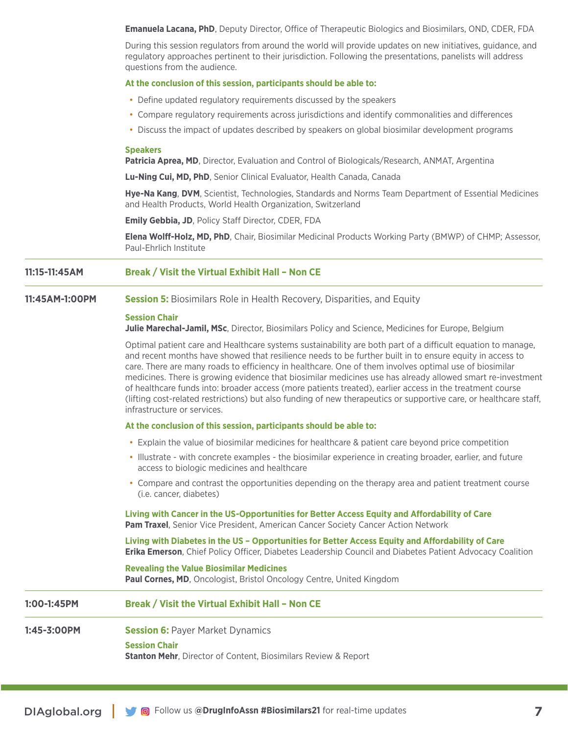**Emanuela Lacana, PhD**, Deputy Director, Office of Therapeutic Biologics and Biosimilars, OND, CDER, FDA

During this session regulators from around the world will provide updates on new initiatives, guidance, and regulatory approaches pertinent to their jurisdiction. Following the presentations, panelists will address questions from the audience.

**At the conclusion of this session, participants should be able to:**

- Define updated regulatory requirements discussed by the speakers
- Compare regulatory requirements across jurisdictions and identify commonalities and differences
- Discuss the impact of updates described by speakers on global biosimilar development programs

**Speakers**

**Patricia Aprea, MD**, Director, Evaluation and Control of Biologicals/Research, ANMAT, Argentina

**Lu-Ning Cui, MD, PhD**, Senior Clinical Evaluator, Health Canada, Canada

**Hye-Na Kang**, **DVM**, Scientist, Technologies, Standards and Norms Team Department of Essential Medicines and Health Products, World Health Organization, Switzerland

**Emily Gebbia, JD**, Policy Staff Director, CDER, FDA

**Elena Wolff-Holz, MD, PhD**, Chair, Biosimilar Medicinal Products Working Party (BMWP) of CHMP; Assessor, Paul-Ehrlich Institute

---

**11:15-11:45AM** **Break / Visit the Virtual Exhibit Hall – Non CE**

---

**11:45AM-1:00PM** **Session 5:** Biosimilars Role in Health Recovery, Disparities, and Equity

**Session Chair**

**Julie Marechal-Jamil, MSc**, Director, Biosimilars Policy and Science, Medicines for Europe, Belgium

Optimal patient care and Healthcare systems sustainability are both part of a difficult equation to manage, and recent months have showed that resilience needs to be further built in to ensure equity in access to care. There are many roads to efficiency in healthcare. One of them involves optimal use of biosimilar medicines. There is growing evidence that biosimilar medicines use has already allowed smart re-investment of healthcare funds into: broader access (more patients treated), earlier access in the treatment course (lifting cost-related restrictions) but also funding of new therapeutics or supportive care, or healthcare staff, infrastructure or services.

**At the conclusion of this session, participants should be able to:**

- Explain the value of biosimilar medicines for healthcare & patient care beyond price competition
- Illustrate - with concrete examples - the biosimilar experience in creating broader, earlier, and future access to biologic medicines and healthcare
- Compare and contrast the opportunities depending on the therapy area and patient treatment course (i.e. cancer, diabetes)

**Living with Cancer in the US-Opportunities for Better Access Equity and Affordability of Care**
**Pam Traxel**, Senior Vice President, American Cancer Society Cancer Action Network

**Living with Diabetes in the US – Opportunities for Better Access Equity and Affordability of Care**
**Erika Emerson**, Chief Policy Officer, Diabetes Leadership Council and Diabetes Patient Advocacy Coalition

**Revealing the Value Biosimilar Medicines**
**Paul Cornes, MD**, Oncologist, Bristol Oncology Centre, United Kingdom

---

**1:00-1:45PM** **Break / Visit the Virtual Exhibit Hall – Non CE**

---

**1:45-3:00PM** **Session 6:** Payer Market Dynamics

**Session Chair**

**Stanton Mehr**, Director of Content, Biosimilars Review & Report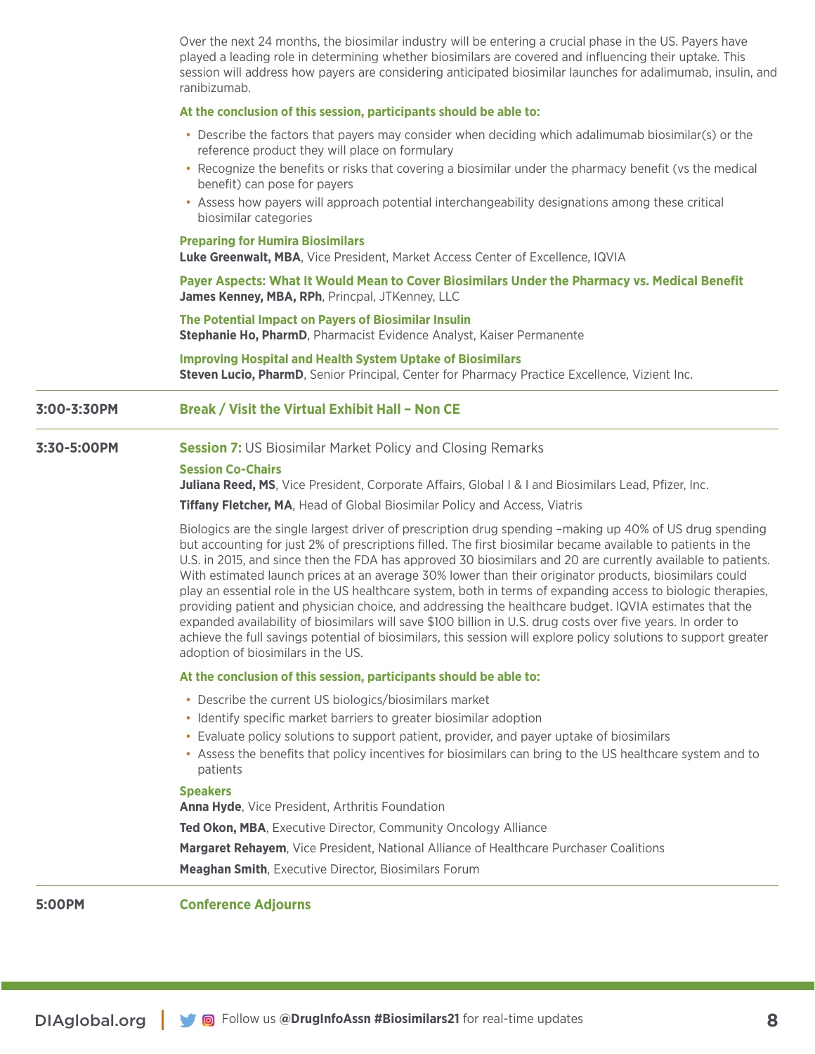Over the next 24 months, the biosimilar industry will be entering a crucial phase in the US. Payers have played a leading role in determining whether biosimilars are covered and influencing their uptake. This session will address how payers are considering anticipated biosimilar launches for adalimumab, insulin, and ranibizumab.

**At the conclusion of this session, participants should be able to:**

- Describe the factors that payers may consider when deciding which adalimumab biosimilar(s) or the reference product they will place on formulary
- Recognize the benefits or risks that covering a biosimilar under the pharmacy benefit (vs the medical benefit) can pose for payers
- Assess how payers will approach potential interchangeability designations among these critical biosimilar categories

**Preparing for Humira Biosimilars**
**Luke Greenwalt, MBA**, Vice President, Market Access Center of Excellence, IQVIA

**Payer Aspects: What It Would Mean to Cover Biosimilars Under the Pharmacy vs. Medical Benefit**
**James Kenney, MBA, RPh**, Princpal, JTKenney, LLC

**The Potential Impact on Payers of Biosimilar Insulin**
**Stephanie Ho, PharmD**, Pharmacist Evidence Analyst, Kaiser Permanente

**Improving Hospital and Health System Uptake of Biosimilars**
**Steven Lucio, PharmD**, Senior Principal, Center for Pharmacy Practice Excellence, Vizient Inc.

---

**3:00-3:30PM** — **Break / Visit the Virtual Exhibit Hall – Non CE**

---

**3:30-5:00PM** — **Session 7:** US Biosimilar Market Policy and Closing Remarks

**Session Co-Chairs**

**Juliana Reed, MS**, Vice President, Corporate Affairs, Global I & I and Biosimilars Lead, Pfizer, Inc.

**Tiffany Fletcher, MA**, Head of Global Biosimilar Policy and Access, Viatris

Biologics are the single largest driver of prescription drug spending –making up 40% of US drug spending but accounting for just 2% of prescriptions filled. The first biosimilar became available to patients in the U.S. in 2015, and since then the FDA has approved 30 biosimilars and 20 are currently available to patients. With estimated launch prices at an average 30% lower than their originator products, biosimilars could play an essential role in the US healthcare system, both in terms of expanding access to biologic therapies, providing patient and physician choice, and addressing the healthcare budget. IQVIA estimates that the expanded availability of biosimilars will save $100 billion in U.S. drug costs over five years. In order to achieve the full savings potential of biosimilars, this session will explore policy solutions to support greater adoption of biosimilars in the US.

**At the conclusion of this session, participants should be able to:**

- Describe the current US biologics/biosimilars market
- Identify specific market barriers to greater biosimilar adoption
- Evaluate policy solutions to support patient, provider, and payer uptake of biosimilars
- Assess the benefits that policy incentives for biosimilars can bring to the US healthcare system and to patients

**Speakers**

**Anna Hyde**, Vice President, Arthritis Foundation

**Ted Okon, MBA**, Executive Director, Community Oncology Alliance

**Margaret Rehayem**, Vice President, National Alliance of Healthcare Purchaser Coalitions

**Meaghan Smith**, Executive Director, Biosimilars Forum

---

**5:00PM** — **Conference Adjourns**